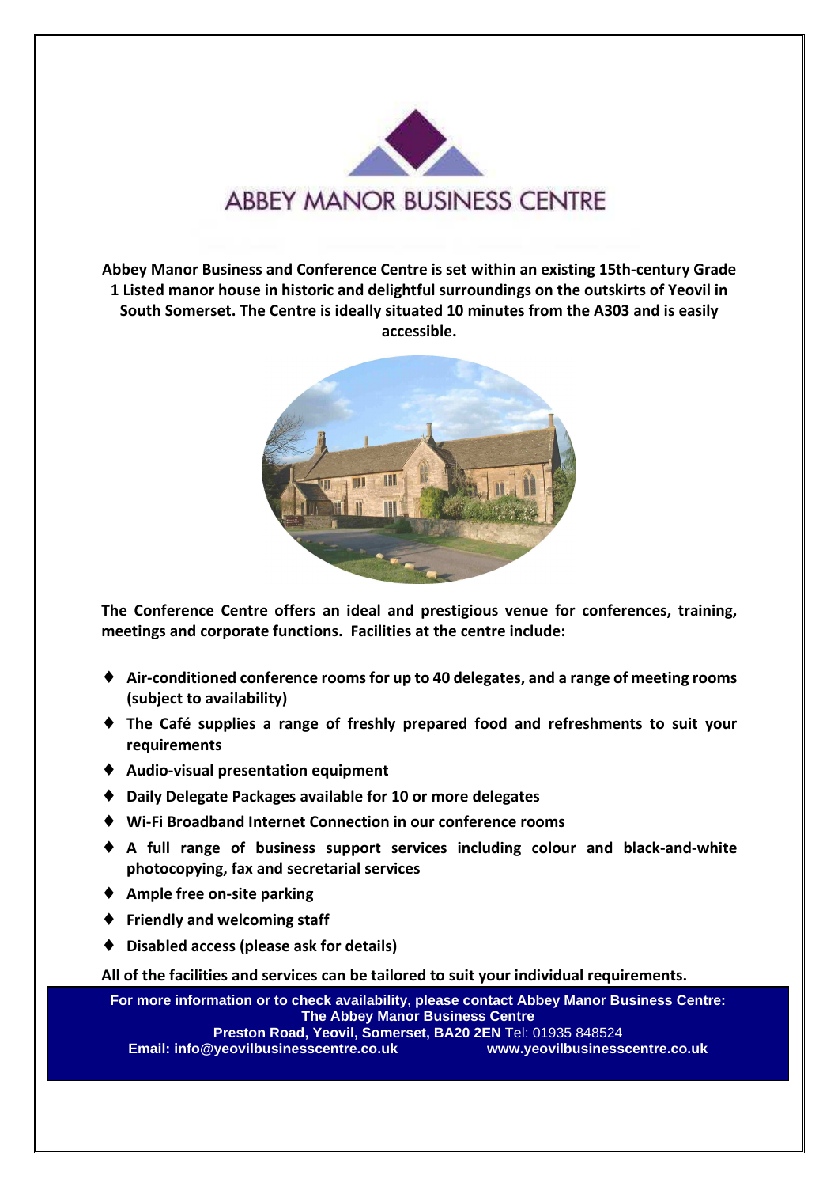# ABBEY MANOR BUSINESS CENTRE

**Abbey Manor Business and Conference Centre is set within an existing 15th-century Grade 1 Listed manor house in historic and delightful surroundings on the outskirts of Yeovil in South Somerset. The Centre is ideally situated 10 minutes from the A303 and is easily accessible.**

**The Conference Centre offers an ideal and prestigious venue for conferences, training, meetings and corporate functions. Facilities at the centre include:**

- **Air-conditioned conference rooms for up to 40 delegates, and a range of meeting rooms (subject to availability)**
- **The Café supplies a range of freshly prepared food and refreshments to suit your requirements**
- **Audio-visual presentation equipment**
- **Daily Delegate Packages available for 10 or more delegates**
- **Wi-Fi Broadband Internet Connection in our conference rooms**
- **A full range of business support services including colour and black-and-white photocopying, fax and secretarial services**
- **Ample free on-site parking**
- **Friendly and welcoming staff**
- **Disabled access (please ask for details)**

**All of the facilities and services can be tailored to suit your individual requirements.**

**For more information or to check availability, please contact Abbey Manor Business Centre:**
**The Abbey Manor Business Centre**
**Preston Road, Yeovil, Somerset, BA20 2EN** Tel: 01935 848524
**Email: info@yeovilbusinesscentre.co.uk** **www.yeovilbusinesscentre.co.uk**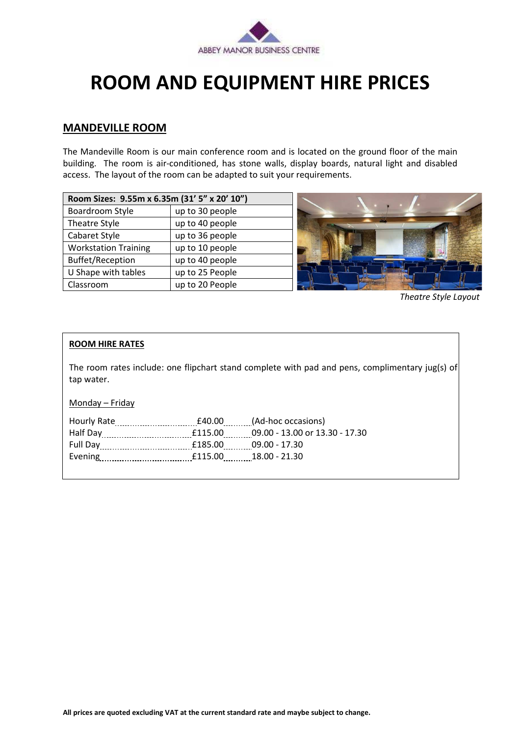# ROOM AND EQUIPMENT HIRE PRICES

## MANDEVILLE ROOM

The Mandeville Room is our main conference room and is located on the ground floor of the main building. The room is air-conditioned, has stone walls, display boards, natural light and disabled access. The layout of the room can be adapted to suit your requirements.

| Room Sizes: 9.55m x 6.35m (31' 5" x 20' 10") | |
|---|---|
| Boardroom Style | up to 30 people |
| Theatre Style | up to 40 people |
| Cabaret Style | up to 36 people |
| Workstation Training | up to 10 people |
| Buffet/Reception | up to 40 people |
| U Shape with tables | up to 25 People |
| Classroom | up to 20 People |

*Theatre Style Layout*

**ROOM HIRE RATES**

The room rates include: one flipchart stand complete with pad and pens, complimentary jug(s) of tap water.

Monday – Friday

| | | |
|---|---|---|
| Hourly Rate | £40.00 | (Ad-hoc occasions) |
| Half Day | £115.00 | 09.00 - 13.00 or 13.30 - 17.30 |
| Full Day | £185.00 | 09.00 - 17.30 |
| Evening | £115.00 | 18.00 - 21.30 |

**All prices are quoted excluding VAT at the current standard rate and maybe subject to change.**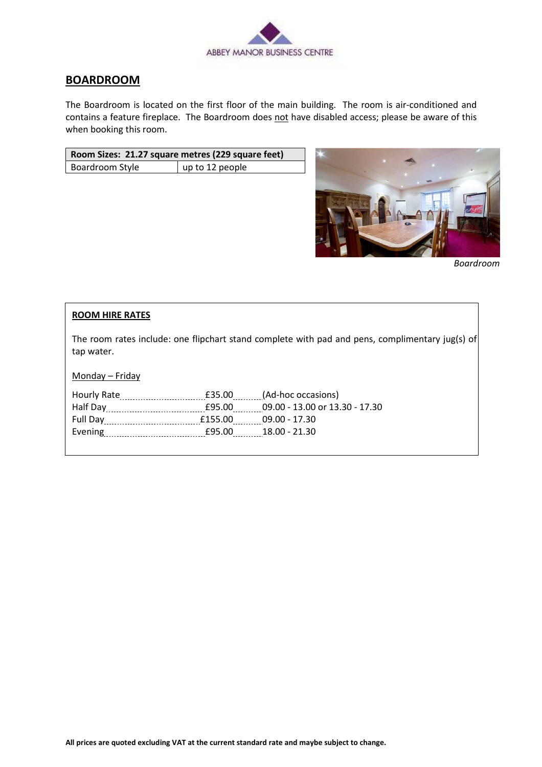ABBEY MANOR BUSINESS CENTRE

## BOARDROOM

The Boardroom is located on the first floor of the main building. The room is air-conditioned and contains a feature fireplace. The Boardroom does not have disabled access; please be aware of this when booking this room.

| Room Sizes: 21.27 square metres (229 square feet) | |
|---|---|
| Boardroom Style | up to 12 people |

*Boardroom*

### ROOM HIRE RATES

The room rates include: one flipchart stand complete with pad and pens, complimentary jug(s) of tap water.

Monday – Friday

| | | |
|---|---|---|
| Hourly Rate | £35.00 | (Ad-hoc occasions) |
| Half Day | £95.00 | 09.00 - 13.00 or 13.30 - 17.30 |
| Full Day | £155.00 | 09.00 - 17.30 |
| Evening | £95.00 | 18.00 - 21.30 |

**All prices are quoted excluding VAT at the current standard rate and maybe subject to change.**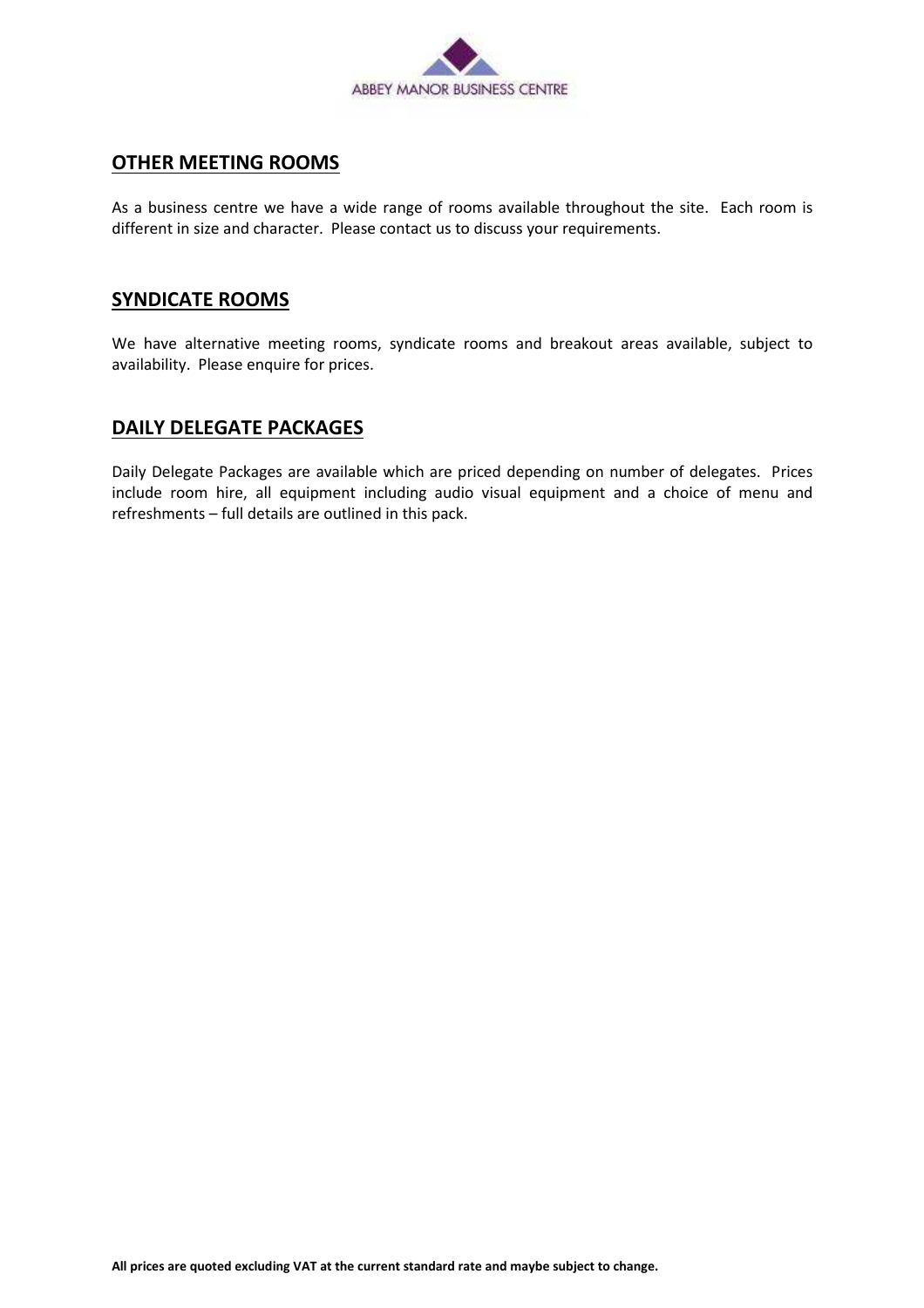## OTHER MEETING ROOMS

As a business centre we have a wide range of rooms available throughout the site. Each room is different in size and character. Please contact us to discuss your requirements.

## SYNDICATE ROOMS

We have alternative meeting rooms, syndicate rooms and breakout areas available, subject to availability. Please enquire for prices.

## DAILY DELEGATE PACKAGES

Daily Delegate Packages are available which are priced depending on number of delegates. Prices include room hire, all equipment including audio visual equipment and a choice of menu and refreshments – full details are outlined in this pack.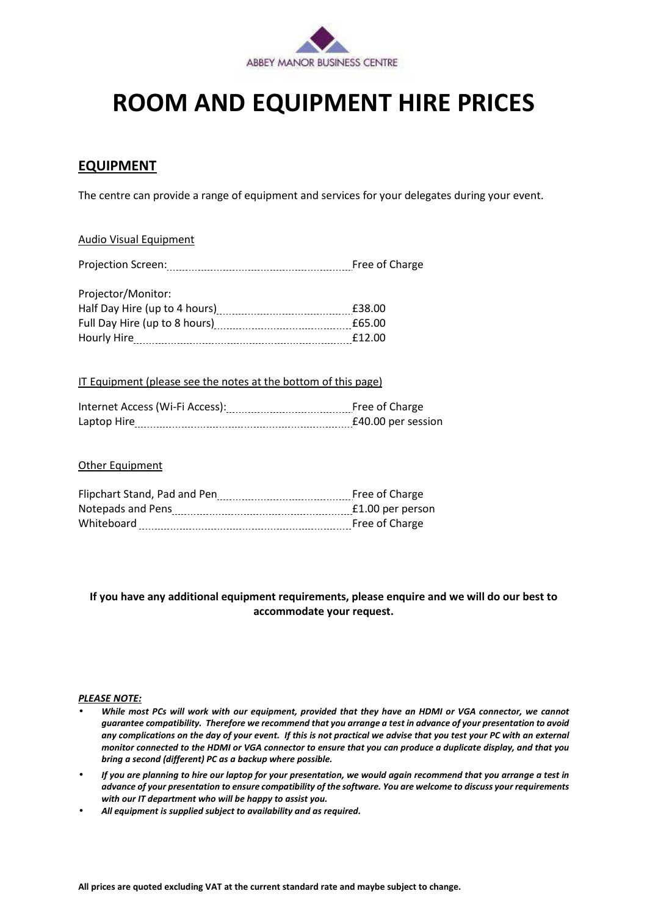ABBEY MANOR BUSINESS CENTRE

# ROOM AND EQUIPMENT HIRE PRICES

## EQUIPMENT

The centre can provide a range of equipment and services for your delegates during your event.

### Audio Visual Equipment

| Item | Price |
|---|---|
| Projection Screen: | Free of Charge |

Projector/Monitor:

| Item | Price |
|---|---|
| Half Day Hire (up to 4 hours) | £38.00 |
| Full Day Hire (up to 8 hours) | £65.00 |
| Hourly Hire | £12.00 |

### IT Equipment (please see the notes at the bottom of this page)

| Item | Price |
|---|---|
| Internet Access (Wi-Fi Access): | Free of Charge |
| Laptop Hire | £40.00 per session |

### Other Equipment

| Item | Price |
|---|---|
| Flipchart Stand, Pad and Pen | Free of Charge |
| Notepads and Pens | £1.00 per person |
| Whiteboard | Free of Charge |

**If you have any additional equipment requirements, please enquire and we will do our best to accommodate your request.**

***PLEASE NOTE:***

- ***While most PCs will work with our equipment, provided that they have an HDMI or VGA connector, we cannot guarantee compatibility. Therefore we recommend that you arrange a test in advance of your presentation to avoid any complications on the day of your event. If this is not practical we advise that you test your PC with an external monitor connected to the HDMI or VGA connector to ensure that you can produce a duplicate display, and that you bring a second (different) PC as a backup where possible.***
- ***If you are planning to hire our laptop for your presentation, we would again recommend that you arrange a test in advance of your presentation to ensure compatibility of the software. You are welcome to discuss your requirements with our IT department who will be happy to assist you.***
- ***All equipment is supplied subject to availability and as required.***

**All prices are quoted excluding VAT at the current standard rate and maybe subject to change.**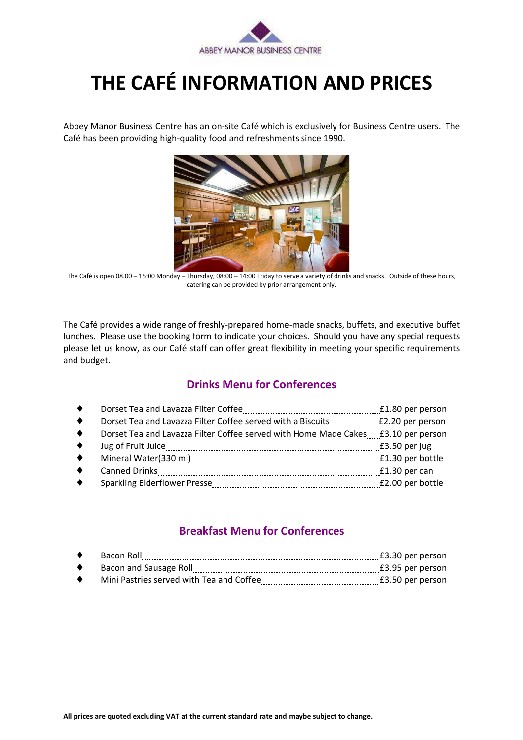ABBEY MANOR BUSINESS CENTRE

# THE CAFÉ INFORMATION AND PRICES

Abbey Manor Business Centre has an on-site Café which is exclusively for Business Centre users. The Café has been providing high-quality food and refreshments since 1990.

The Café is open 08.00 – 15:00 Monday – Thursday, 08:00 – 14:00 Friday to serve a variety of drinks and snacks. Outside of these hours, catering can be provided by prior arrangement only.

The Café provides a wide range of freshly-prepared home-made snacks, buffets, and executive buffet lunches. Please use the booking form to indicate your choices. Should you have any special requests please let us know, as our Café staff can offer great flexibility in meeting your specific requirements and budget.

## Drinks Menu for Conferences

- Dorset Tea and Lavazza Filter Coffee .......... £1.80 per person
- Dorset Tea and Lavazza Filter Coffee served with a Biscuits .......... £2.20 per person
- Dorset Tea and Lavazza Filter Coffee served with Home Made Cakes .......... £3.10 per person
- Jug of Fruit Juice .......... £3.50 per jug
- Mineral Water(330 ml) .......... £1.30 per bottle
- Canned Drinks .......... £1.30 per can
- Sparkling Elderflower Presse .......... £2.00 per bottle

## Breakfast Menu for Conferences

- Bacon Roll .......... £3.30 per person
- Bacon and Sausage Roll .......... £3.95 per person
- Mini Pastries served with Tea and Coffee .......... £3.50 per person

**All prices are quoted excluding VAT at the current standard rate and maybe subject to change.**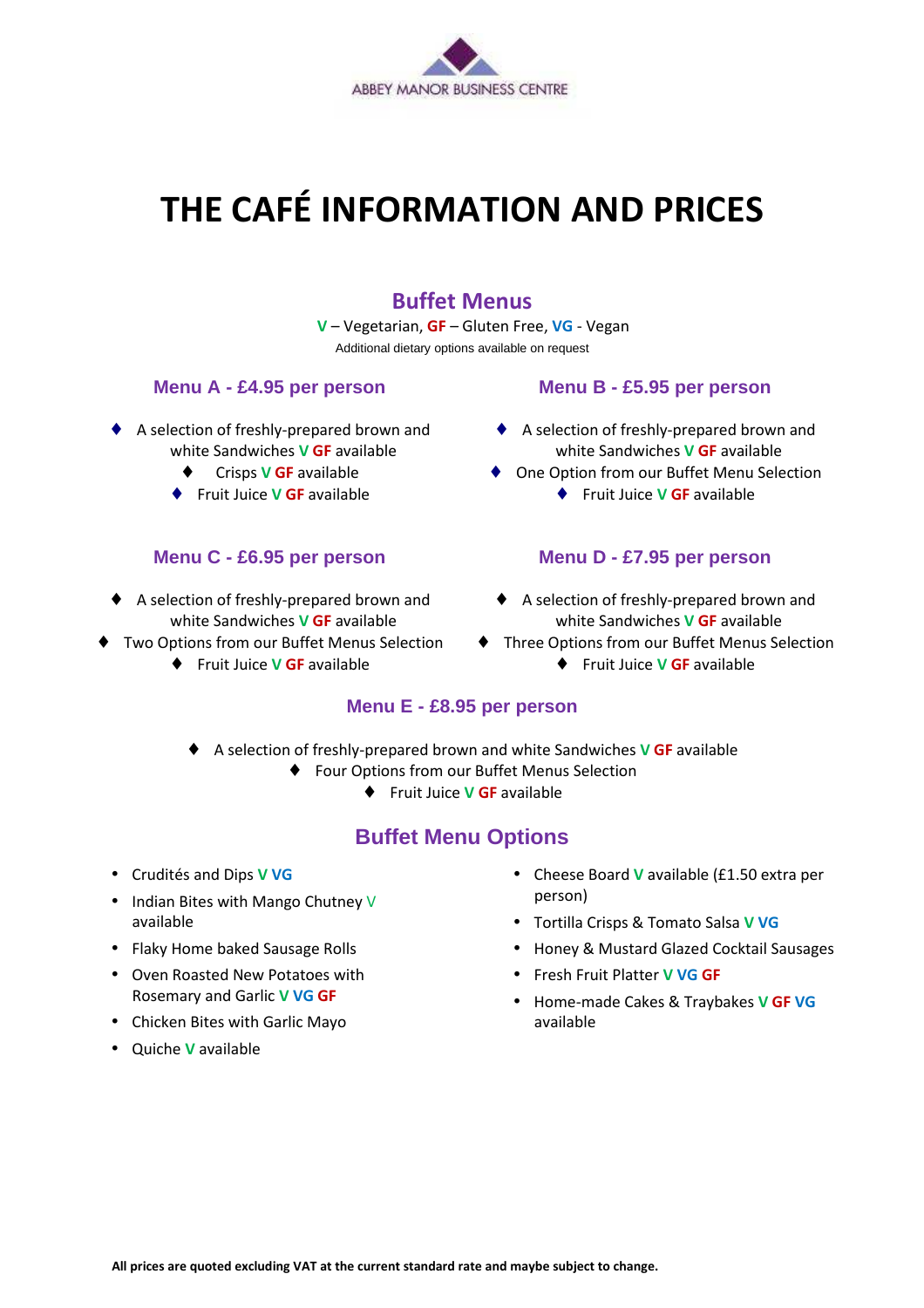ABBEY MANOR BUSINESS CENTRE

# THE CAFÉ INFORMATION AND PRICES

## Buffet Menus

V – Vegetarian, GF – Gluten Free, VG - Vegan

Additional dietary options available on request

### Menu A - £4.95 per person

- A selection of freshly-prepared brown and white Sandwiches V GF available
- Crisps V GF available
- Fruit Juice V GF available

### Menu B - £5.95 per person

- A selection of freshly-prepared brown and white Sandwiches V GF available
- One Option from our Buffet Menu Selection
- Fruit Juice V GF available

### Menu C - £6.95 per person

- A selection of freshly-prepared brown and white Sandwiches V GF available
- Two Options from our Buffet Menus Selection
- Fruit Juice V GF available

### Menu D - £7.95 per person

- A selection of freshly-prepared brown and white Sandwiches V GF available
- Three Options from our Buffet Menus Selection
- Fruit Juice V GF available

### Menu E - £8.95 per person

- A selection of freshly-prepared brown and white Sandwiches V GF available
- Four Options from our Buffet Menus Selection
- Fruit Juice V GF available

## Buffet Menu Options

- Crudités and Dips V VG
- Indian Bites with Mango Chutney V available
- Flaky Home baked Sausage Rolls
- Oven Roasted New Potatoes with Rosemary and Garlic V VG GF
- Chicken Bites with Garlic Mayo
- Quiche V available
- Cheese Board V available (£1.50 extra per person)
- Tortilla Crisps & Tomato Salsa V VG
- Honey & Mustard Glazed Cocktail Sausages
- Fresh Fruit Platter V VG GF
- Home-made Cakes & Traybakes V GF VG available

**All prices are quoted excluding VAT at the current standard rate and maybe subject to change.**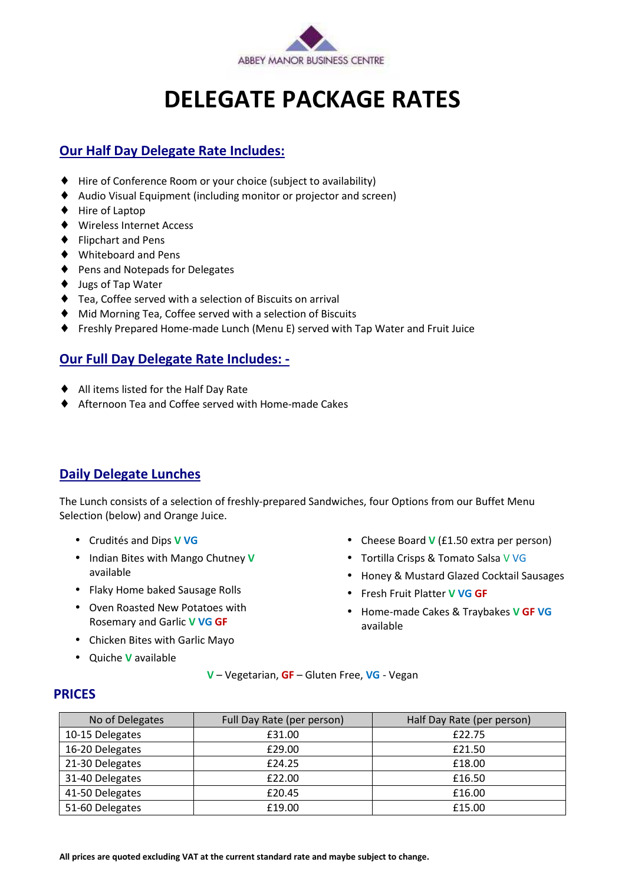ABBEY MANOR BUSINESS CENTRE

# DELEGATE PACKAGE RATES

## Our Half Day Delegate Rate Includes:

- Hire of Conference Room or your choice (subject to availability)
- Audio Visual Equipment (including monitor or projector and screen)
- Hire of Laptop
- Wireless Internet Access
- Flipchart and Pens
- Whiteboard and Pens
- Pens and Notepads for Delegates
- Jugs of Tap Water
- Tea, Coffee served with a selection of Biscuits on arrival
- Mid Morning Tea, Coffee served with a selection of Biscuits
- Freshly Prepared Home-made Lunch (Menu E) served with Tap Water and Fruit Juice

## Our Full Day Delegate Rate Includes: -

- All items listed for the Half Day Rate
- Afternoon Tea and Coffee served with Home-made Cakes

## Daily Delegate Lunches

The Lunch consists of a selection of freshly-prepared Sandwiches, four Options from our Buffet Menu Selection (below) and Orange Juice.

- Crudités and Dips **V VG**
- Indian Bites with Mango Chutney **V** available
- Flaky Home baked Sausage Rolls
- Oven Roasted New Potatoes with Rosemary and Garlic **V VG GF**
- Chicken Bites with Garlic Mayo
- Quiche **V** available
- Cheese Board **V** (£1.50 extra per person)
- Tortilla Crisps & Tomato Salsa V VG
- Honey & Mustard Glazed Cocktail Sausages
- Fresh Fruit Platter **V VG GF**
- Home-made Cakes & Traybakes **V GF VG** available

**V** – Vegetarian, **GF** – Gluten Free, **VG** - Vegan

## PRICES

| No of Delegates | Full Day Rate (per person) | Half Day Rate (per person) |
|---|---|---|
| 10-15 Delegates | £31.00 | £22.75 |
| 16-20 Delegates | £29.00 | £21.50 |
| 21-30 Delegates | £24.25 | £18.00 |
| 31-40 Delegates | £22.00 | £16.50 |
| 41-50 Delegates | £20.45 | £16.00 |
| 51-60 Delegates | £19.00 | £15.00 |

**All prices are quoted excluding VAT at the current standard rate and maybe subject to change.**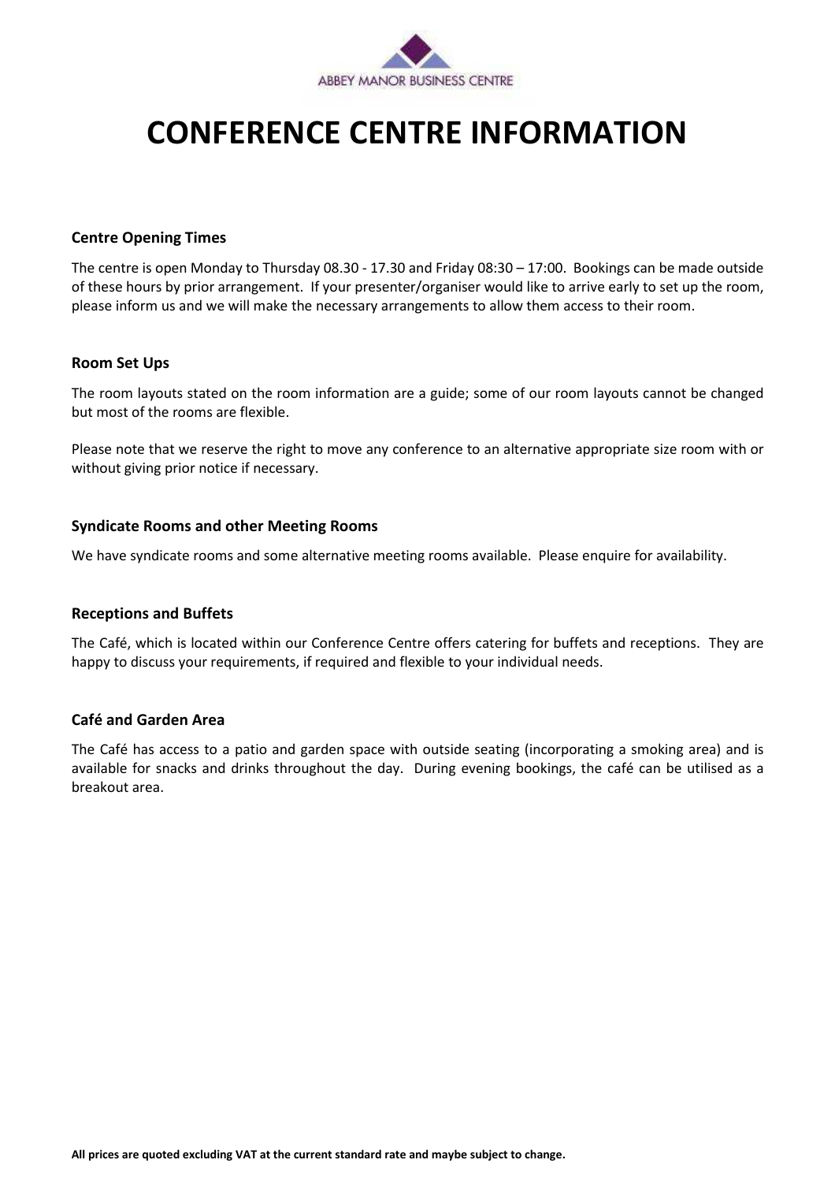ABBEY MANOR BUSINESS CENTRE

# CONFERENCE CENTRE INFORMATION

### Centre Opening Times

The centre is open Monday to Thursday 08.30 - 17.30 and Friday 08:30 – 17:00. Bookings can be made outside of these hours by prior arrangement. If your presenter/organiser would like to arrive early to set up the room, please inform us and we will make the necessary arrangements to allow them access to their room.

### Room Set Ups

The room layouts stated on the room information are a guide; some of our room layouts cannot be changed but most of the rooms are flexible.

Please note that we reserve the right to move any conference to an alternative appropriate size room with or without giving prior notice if necessary.

### Syndicate Rooms and other Meeting Rooms

We have syndicate rooms and some alternative meeting rooms available. Please enquire for availability.

### Receptions and Buffets

The Café, which is located within our Conference Centre offers catering for buffets and receptions. They are happy to discuss your requirements, if required and flexible to your individual needs.

### Café and Garden Area

The Café has access to a patio and garden space with outside seating (incorporating a smoking area) and is available for snacks and drinks throughout the day. During evening bookings, the café can be utilised as a breakout area.

**All prices are quoted excluding VAT at the current standard rate and maybe subject to change.**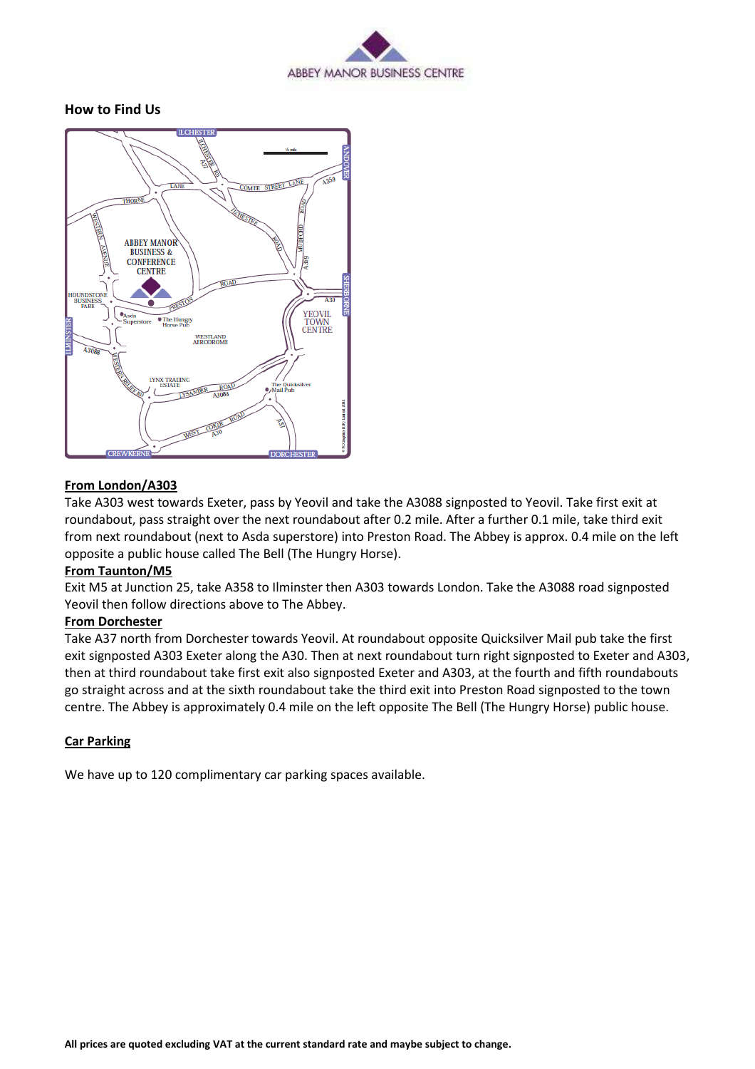ABBEY MANOR BUSINESS CENTRE

## How to Find Us

### From London/A303

Take A303 west towards Exeter, pass by Yeovil and take the A3088 signposted to Yeovil. Take first exit at roundabout, pass straight over the next roundabout after 0.2 mile. After a further 0.1 mile, take third exit from next roundabout (next to Asda superstore) into Preston Road. The Abbey is approx. 0.4 mile on the left opposite a public house called The Bell (The Hungry Horse).

### From Taunton/M5

Exit M5 at Junction 25, take A358 to Ilminster then A303 towards London. Take the A3088 road signposted Yeovil then follow directions above to The Abbey.

### From Dorchester

Take A37 north from Dorchester towards Yeovil. At roundabout opposite Quicksilver Mail pub take the first exit signposted A303 Exeter along the A30. Then at next roundabout turn right signposted to Exeter and A303, then at third roundabout take first exit also signposted Exeter and A303, at the fourth and fifth roundabouts go straight across and at the sixth roundabout take the third exit into Preston Road signposted to the town centre. The Abbey is approximately 0.4 mile on the left opposite The Bell (The Hungry Horse) public house.

### Car Parking

We have up to 120 complimentary car parking spaces available.

**All prices are quoted excluding VAT at the current standard rate and maybe subject to change.**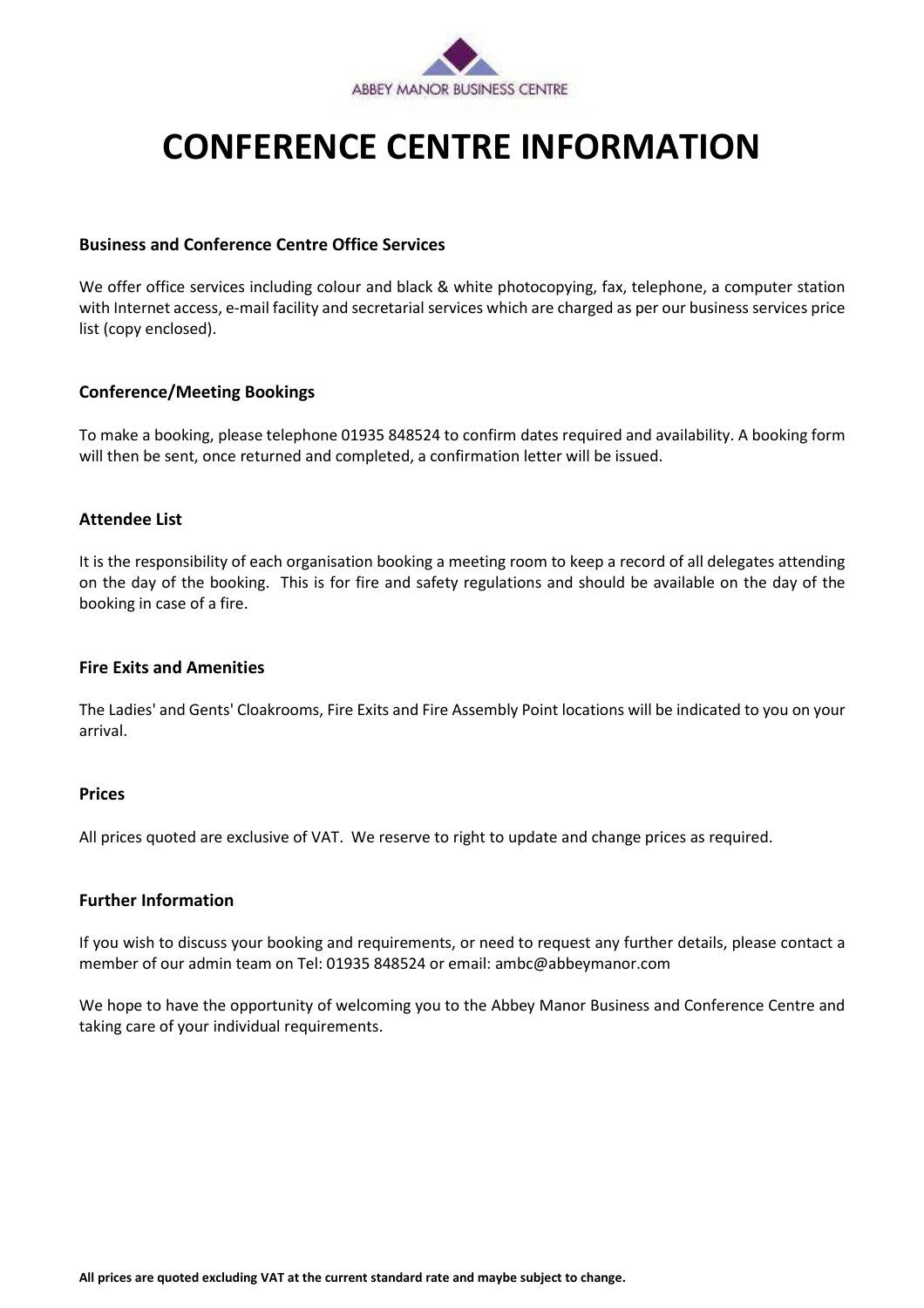ABBEY MANOR BUSINESS CENTRE

# CONFERENCE CENTRE INFORMATION

**Business and Conference Centre Office Services**

We offer office services including colour and black & white photocopying, fax, telephone, a computer station with Internet access, e-mail facility and secretarial services which are charged as per our business services price list (copy enclosed).

**Conference/Meeting Bookings**

To make a booking, please telephone 01935 848524 to confirm dates required and availability. A booking form will then be sent, once returned and completed, a confirmation letter will be issued.

**Attendee List**

It is the responsibility of each organisation booking a meeting room to keep a record of all delegates attending on the day of the booking. This is for fire and safety regulations and should be available on the day of the booking in case of a fire.

**Fire Exits and Amenities**

The Ladies' and Gents' Cloakrooms, Fire Exits and Fire Assembly Point locations will be indicated to you on your arrival.

**Prices**

All prices quoted are exclusive of VAT. We reserve to right to update and change prices as required.

**Further Information**

If you wish to discuss your booking and requirements, or need to request any further details, please contact a member of our admin team on Tel: 01935 848524 or email: ambc@abbeymanor.com

We hope to have the opportunity of welcoming you to the Abbey Manor Business and Conference Centre and taking care of your individual requirements.

**All prices are quoted excluding VAT at the current standard rate and maybe subject to change.**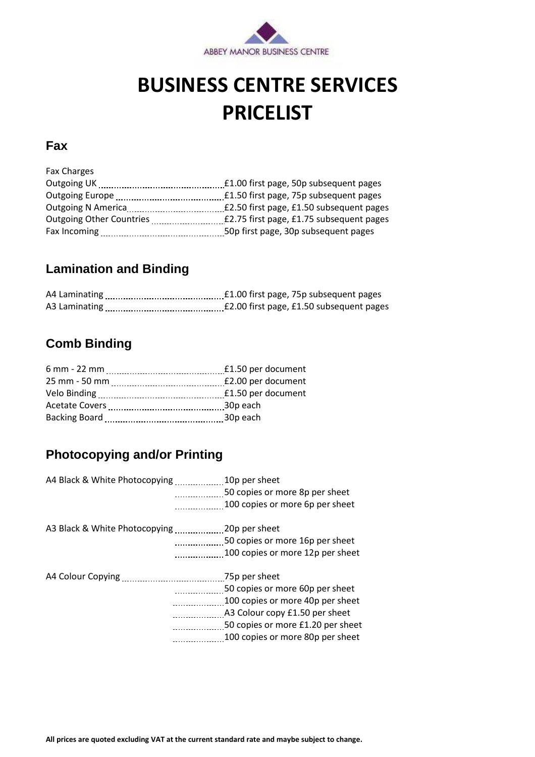ABBEY MANOR BUSINESS CENTRE

# BUSINESS CENTRE SERVICES PRICELIST

## Fax

Fax Charges

| | |
|---|---|
| Outgoing UK | £1.00 first page, 50p subsequent pages |
| Outgoing Europe | £1.50 first page, 75p subsequent pages |
| Outgoing N America | £2.50 first page, £1.50 subsequent pages |
| Outgoing Other Countries | £2.75 first page, £1.75 subsequent pages |
| Fax Incoming | 50p first page, 30p subsequent pages |

## Lamination and Binding

| | |
|---|---|
| A4 Laminating | £1.00 first page, 75p subsequent pages |
| A3 Laminating | £2.00 first page, £1.50 subsequent pages |

## Comb Binding

| | |
|---|---|
| 6 mm - 22 mm | £1.50 per document |
| 25 mm - 50 mm | £2.00 per document |
| Velo Binding | £1.50 per document |
| Acetate Covers | 30p each |
| Backing Board | 30p each |

## Photocopying and/or Printing

| | |
|---|---|
| A4 Black & White Photocopying | 10p per sheet |
| | 50 copies or more 8p per sheet |
| | 100 copies or more 6p per sheet |
| A3 Black & White Photocopying | 20p per sheet |
| | 50 copies or more 16p per sheet |
| | 100 copies or more 12p per sheet |
| A4 Colour Copying | 75p per sheet |
| | 50 copies or more 60p per sheet |
| | 100 copies or more 40p per sheet |
| | A3 Colour copy £1.50 per sheet |
| | 50 copies or more £1.20 per sheet |
| | 100 copies or more 80p per sheet |

**All prices are quoted excluding VAT at the current standard rate and maybe subject to change.**